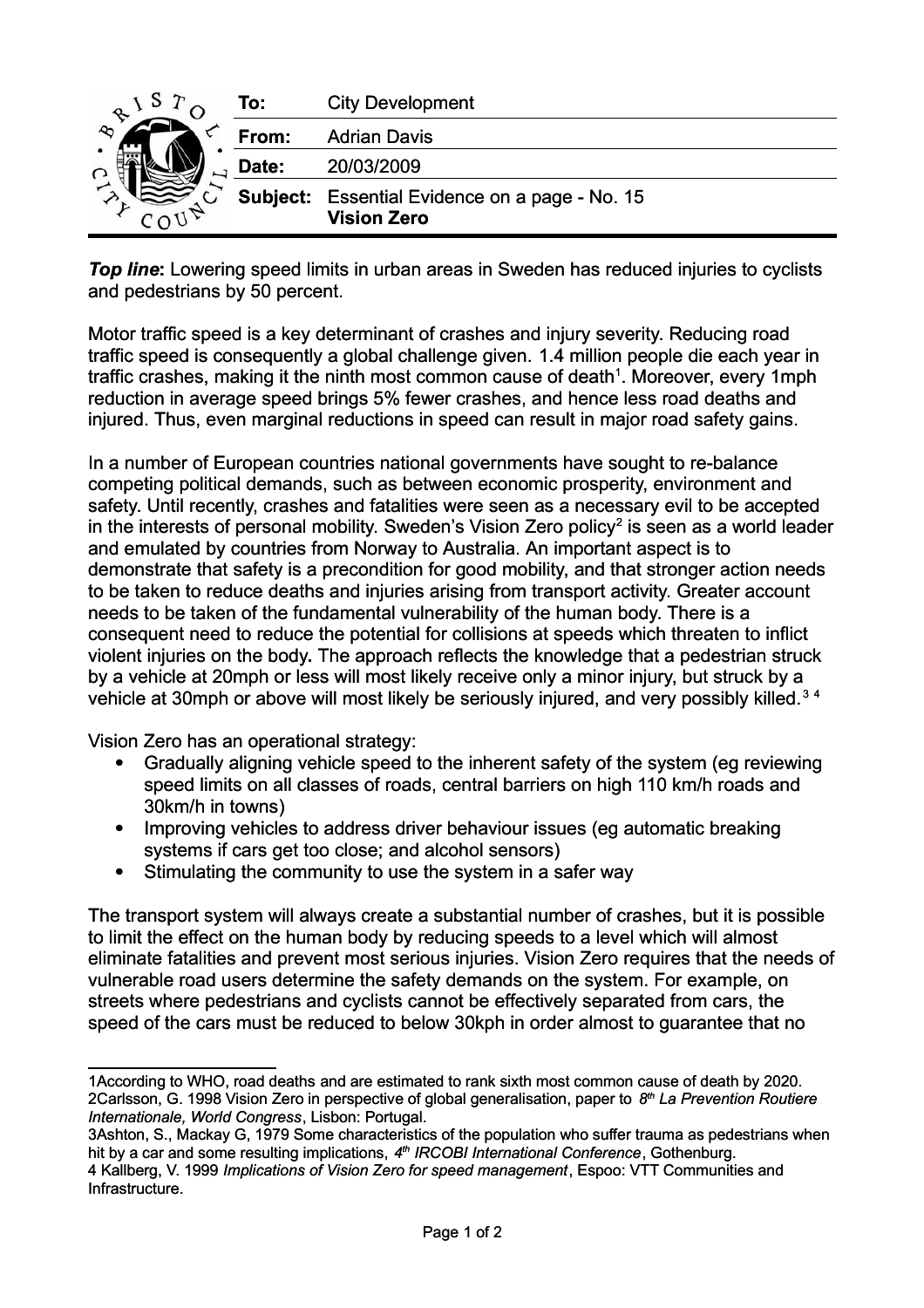| To: | City Development |
| --- | --- |
| From: | Adrian Davis |
| Date: | 20/03/2009 |
| Subject: | Essential Evidence on a page - No. 15 **Vision Zero** |

***Top line***: Lowering speed limits in urban areas in Sweden has reduced injuries to cyclists and pedestrians by 50 percent.

Motor traffic speed is a key determinant of crashes and injury severity. Reducing road traffic speed is consequently a global challenge given. 1.4 million people die each year in traffic crashes, making it the ninth most common cause of death[1]. Moreover, every 1mph reduction in average speed brings 5% fewer crashes, and hence less road deaths and injured. Thus, even marginal reductions in speed can result in major road safety gains.

In a number of European countries national governments have sought to re-balance competing political demands, such as between economic prosperity, environment and safety. Until recently, crashes and fatalities were seen as a necessary evil to be accepted in the interests of personal mobility. Sweden's Vision Zero policy[2] is seen as a world leader and emulated by countries from Norway to Australia. An important aspect is to demonstrate that safety is a precondition for good mobility, and that stronger action needs to be taken to reduce deaths and injuries arising from transport activity. Greater account needs to be taken of the fundamental vulnerability of the human body. There is a consequent need to reduce the potential for collisions at speeds which threaten to inflict violent injuries on the body. The approach reflects the knowledge that a pedestrian struck by a vehicle at 20mph or less will most likely receive only a minor injury, but struck by a vehicle at 30mph or above will most likely be seriously injured, and very possibly killed.[3,4]

Vision Zero has an operational strategy:

- Gradually aligning vehicle speed to the inherent safety of the system (eg reviewing speed limits on all classes of roads, central barriers on high 110 km/h roads and 30km/h in towns)
- Improving vehicles to address driver behaviour issues (eg automatic breaking systems if cars get too close; and alcohol sensors)
- Stimulating the community to use the system in a safer way

The transport system will always create a substantial number of crashes, but it is possible to limit the effect on the human body by reducing speeds to a level which will almost eliminate fatalities and prevent most serious injuries. Vision Zero requires that the needs of vulnerable road users determine the safety demands on the system. For example, on streets where pedestrians and cyclists cannot be effectively separated from cars, the speed of the cars must be reduced to below 30kph in order almost to guarantee that no

---

1According to WHO, road deaths and are estimated to rank sixth most common cause of death by 2020.

2Carlsson, G. 1998 Vision Zero in perspective of global generalisation, paper to *8th La Prevention Routiere Internationale, World Congress*, Lisbon: Portugal.

3Ashton, S., Mackay G, 1979 Some characteristics of the population who suffer trauma as pedestrians when hit by a car and some resulting implications, *4th IRCOBI International Conference*, Gothenburg.

4 Kallberg, V. 1999 *Implications of Vision Zero for speed management*, Espoo: VTT Communities and Infrastructure.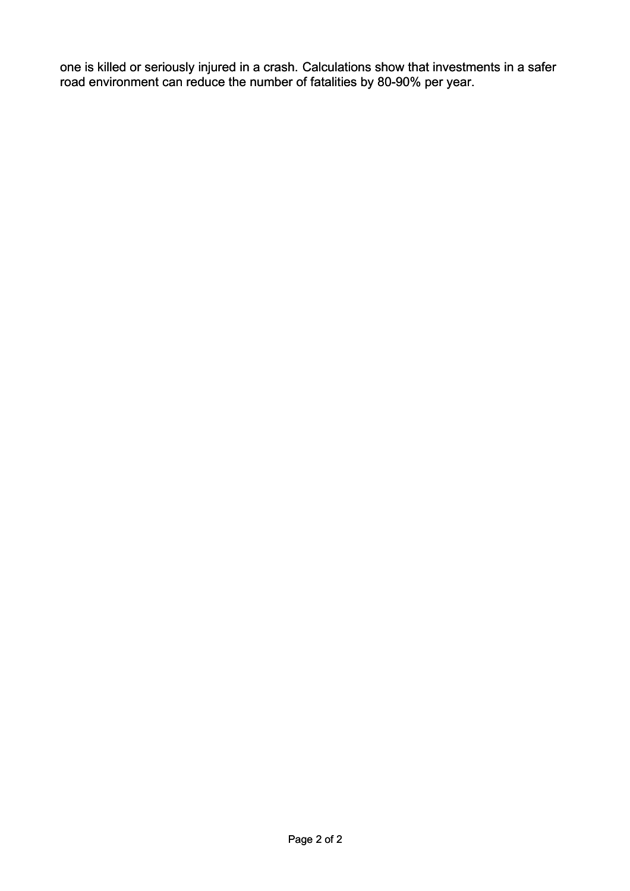one is killed or seriously injured in a crash. Calculations show that investments in a safer road environment can reduce the number of fatalities by 80-90% per year.